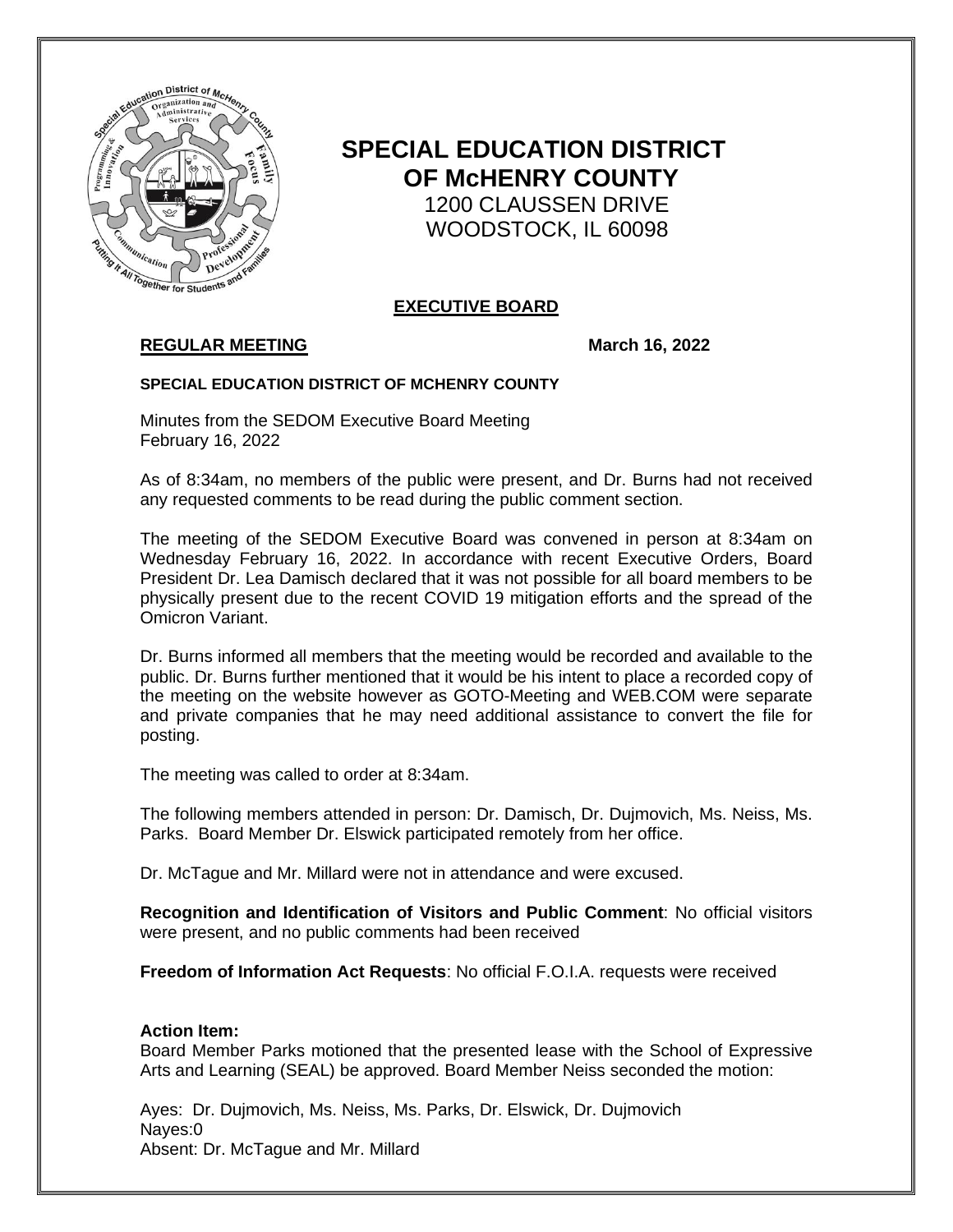# SPECIAL EDUCATION DISTRICT OF McHENRY COUNTY

1200 CLAUSSEN DRIVE
WOODSTOCK, IL 60098

## EXECUTIVE BOARD

**REGULAR MEETING** **March 16, 2022**

**SPECIAL EDUCATION DISTRICT OF MCHENRY COUNTY**

Minutes from the SEDOM Executive Board Meeting
February 16, 2022

As of 8:34am, no members of the public were present, and Dr. Burns had not received any requested comments to be read during the public comment section.

The meeting of the SEDOM Executive Board was convened in person at 8:34am on Wednesday February 16, 2022. In accordance with recent Executive Orders, Board President Dr. Lea Damisch declared that it was not possible for all board members to be physically present due to the recent COVID 19 mitigation efforts and the spread of the Omicron Variant.

Dr. Burns informed all members that the meeting would be recorded and available to the public. Dr. Burns further mentioned that it would be his intent to place a recorded copy of the meeting on the website however as GOTO-Meeting and WEB.COM were separate and private companies that he may need additional assistance to convert the file for posting.

The meeting was called to order at 8:34am.

The following members attended in person: Dr. Damisch, Dr. Dujmovich, Ms. Neiss, Ms. Parks. Board Member Dr. Elswick participated remotely from her office.

Dr. McTague and Mr. Millard were not in attendance and were excused.

**Recognition and Identification of Visitors and Public Comment**: No official visitors were present, and no public comments had been received

**Freedom of Information Act Requests**: No official F.O.I.A. requests were received

**Action Item:**
Board Member Parks motioned that the presented lease with the School of Expressive Arts and Learning (SEAL) be approved. Board Member Neiss seconded the motion:

Ayes: Dr. Dujmovich, Ms. Neiss, Ms. Parks, Dr. Elswick, Dr. Dujmovich
Nayes:0
Absent: Dr. McTague and Mr. Millard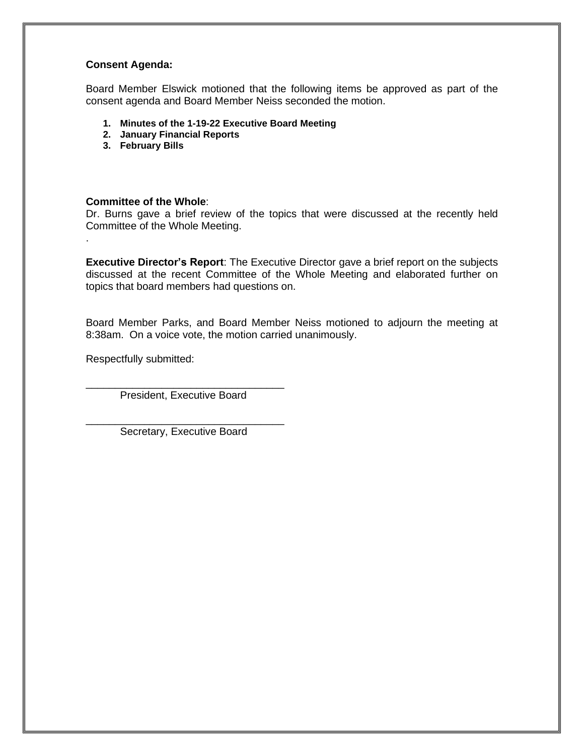**Consent Agenda:**

Board Member Elswick motioned that the following items be approved as part of the consent agenda and Board Member Neiss seconded the motion.

1. **Minutes of the 1-19-22 Executive Board Meeting**
2. **January Financial Reports**
3. **February Bills**

**Committee of the Whole**:
Dr. Burns gave a brief review of the topics that were discussed at the recently held Committee of the Whole Meeting.
.

**Executive Director's Report**: The Executive Director gave a brief report on the subjects discussed at the recent Committee of the Whole Meeting and elaborated further on topics that board members had questions on.

Board Member Parks, and Board Member Neiss motioned to adjourn the meeting at 8:38am. On a voice vote, the motion carried unanimously.

Respectfully submitted:

___________________________________
President, Executive Board

___________________________________
Secretary, Executive Board